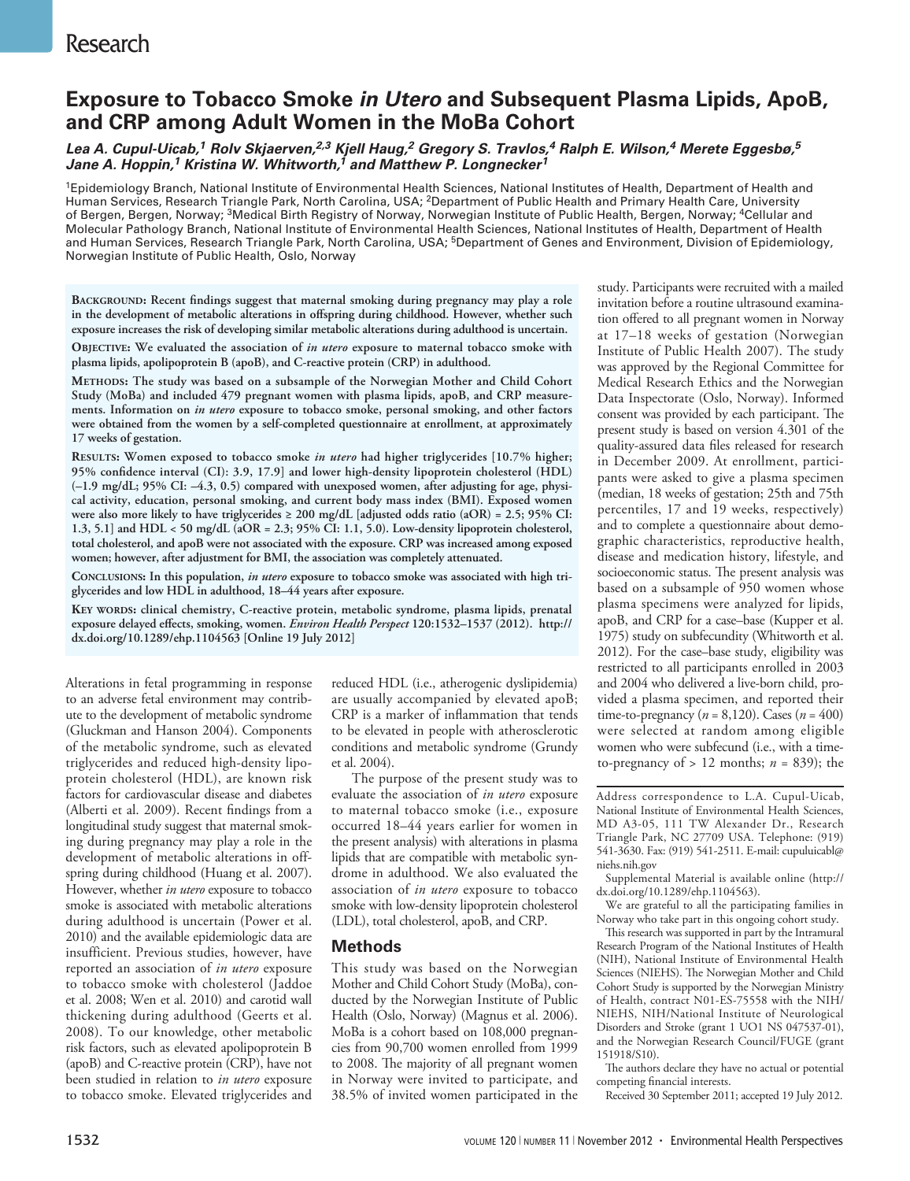# Exposure to Tobacco Smoke *in Utero* and Subsequent Plasma Lipids, ApoB, and CRP among Adult Women in the MoBa Cohort

***Lea A. Cupul-Uicab,[1] Rolv Skjaerven,[2,3] Kjell Haug,[2] Gregory S. Travlos,[4] Ralph E. Wilson,[4] Merete Eggesbø,[5] Jane A. Hoppin,[1] Kristina W. Whitworth,[1] and Matthew P. Longnecker[1]***

[1]Epidemiology Branch, National Institute of Environmental Health Sciences, National Institutes of Health, Department of Health and Human Services, Research Triangle Park, North Carolina, USA; [2]Department of Public Health and Primary Health Care, University of Bergen, Bergen, Norway; [3]Medical Birth Registry of Norway, Norwegian Institute of Public Health, Bergen, Norway; [4]Cellular and Molecular Pathology Branch, National Institute of Environmental Health Sciences, National Institutes of Health, Department of Health and Human Services, Research Triangle Park, North Carolina, USA; [5]Department of Genes and Environment, Division of Epidemiology, Norwegian Institute of Public Health, Oslo, Norway

**Background: Recent findings suggest that maternal smoking during pregnancy may play a role in the development of metabolic alterations in offspring during childhood. However, whether such exposure increases the risk of developing similar metabolic alterations during adulthood is uncertain.**

**Objective: We evaluated the association of *in utero* exposure to maternal tobacco smoke with plasma lipids, apolipoprotein B (apoB), and C-reactive protein (CRP) in adulthood.**

**Methods: The study was based on a subsample of the Norwegian Mother and Child Cohort Study (MoBa) and included 479 pregnant women with plasma lipids, apoB, and CRP measurements. Information on *in utero* exposure to tobacco smoke, personal smoking, and other factors were obtained from the women by a self-completed questionnaire at enrollment, at approximately 17 weeks of gestation.**

**Results: Women exposed to tobacco smoke *in utero* had higher triglycerides [10.7% higher; 95% confidence interval (CI): 3.9, 17.9] and lower high-density lipoprotein cholesterol (HDL) (–1.9 mg/dL; 95% CI: –4.3, 0.5) compared with unexposed women, after adjusting for age, physical activity, education, personal smoking, and current body mass index (BMI). Exposed women were also more likely to have triglycerides ≥ 200 mg/dL [adjusted odds ratio (aOR) = 2.5; 95% CI: 1.3, 5.1] and HDL < 50 mg/dL (aOR = 2.3; 95% CI: 1.1, 5.0). Low-density lipoprotein cholesterol, total cholesterol, and apoB were not associated with the exposure. CRP was increased among exposed women; however, after adjustment for BMI, the association was completely attenuated.**

**Conclusions: In this population, *in utero* exposure to tobacco smoke was associated with high triglycerides and low HDL in adulthood, 18–44 years after exposure.**

**Key words: clinical chemistry, C-reactive protein, metabolic syndrome, plasma lipids, prenatal exposure delayed effects, smoking, women. *Environ Health Perspect* 120:1532–1537 (2012). http://dx.doi.org/10.1289/ehp.1104563 [Online 19 July 2012]**

Alterations in fetal programming in response to an adverse fetal environment may contribute to the development of metabolic syndrome (Gluckman and Hanson 2004). Components of the metabolic syndrome, such as elevated triglycerides and reduced high-density lipoprotein cholesterol (HDL), are known risk factors for cardiovascular disease and diabetes (Alberti et al. 2009). Recent findings from a longitudinal study suggest that maternal smoking during pregnancy may play a role in the development of metabolic alterations in offspring during childhood (Huang et al. 2007). However, whether *in utero* exposure to tobacco smoke is associated with metabolic alterations during adulthood is uncertain (Power et al. 2010) and the available epidemiologic data are insufficient. Previous studies, however, have reported an association of *in utero* exposure to tobacco smoke with cholesterol (Jaddoe et al. 2008; Wen et al. 2010) and carotid wall thickening during adulthood (Geerts et al. 2008). To our knowledge, other metabolic risk factors, such as elevated apolipoprotein B (apoB) and C-reactive protein (CRP), have not been studied in relation to *in utero* exposure to tobacco smoke. Elevated triglycerides and reduced HDL (i.e., atherogenic dyslipidemia) are usually accompanied by elevated apoB; CRP is a marker of inflammation that tends to be elevated in people with atherosclerotic conditions and metabolic syndrome (Grundy et al. 2004).

The purpose of the present study was to evaluate the association of *in utero* exposure to maternal tobacco smoke (i.e., exposure occurred 18–44 years earlier for women in the present analysis) with alterations in plasma lipids that are compatible with metabolic syndrome in adulthood. We also evaluated the association of *in utero* exposure to tobacco smoke with low-density lipoprotein cholesterol (LDL), total cholesterol, apoB, and CRP.

## Methods

This study was based on the Norwegian Mother and Child Cohort Study (MoBa), conducted by the Norwegian Institute of Public Health (Oslo, Norway) (Magnus et al. 2006). MoBa is a cohort based on 108,000 pregnancies from 90,700 women enrolled from 1999 to 2008. The majority of all pregnant women in Norway were invited to participate, and 38.5% of invited women participated in the study. Participants were recruited with a mailed invitation before a routine ultrasound examination offered to all pregnant women in Norway at 17–18 weeks of gestation (Norwegian Institute of Public Health 2007). The study was approved by the Regional Committee for Medical Research Ethics and the Norwegian Data Inspectorate (Oslo, Norway). Informed consent was provided by each participant. The present study is based on version 4.301 of the quality-assured data files released for research in December 2009. At enrollment, participants were asked to give a plasma specimen (median, 18 weeks of gestation; 25th and 75th percentiles, 17 and 19 weeks, respectively) and to complete a questionnaire about demographic characteristics, reproductive health, disease and medication history, lifestyle, and socioeconomic status. The present analysis was based on a subsample of 950 women whose plasma specimens were analyzed for lipids, apoB, and CRP for a case–base (Kupper et al. 1975) study on subfecundity (Whitworth et al. 2012). For the case–base study, eligibility was restricted to all participants enrolled in 2003 and 2004 who delivered a live-born child, provided a plasma specimen, and reported their time-to-pregnancy (*n* = 8,120). Cases (*n* = 400) were selected at random among eligible women who were subfecund (i.e., with a time-to-pregnancy of > 12 months; *n* = 839); the

Address correspondence to L.A. Cupul-Uicab, National Institute of Environmental Health Sciences, MD A3-05, 111 TW Alexander Dr., Research Triangle Park, NC 27709 USA. Telephone: (919) 541-3630. Fax: (919) 541-2511. E-mail: cupuluicabl@niehs.nih.gov

Supplemental Material is available online (http://dx.doi.org/10.1289/ehp.1104563).

We are grateful to all the participating families in Norway who take part in this ongoing cohort study.

This research was supported in part by the Intramural Research Program of the National Institutes of Health (NIH), National Institute of Environmental Health Sciences (NIEHS). The Norwegian Mother and Child Cohort Study is supported by the Norwegian Ministry of Health, contract N01-ES-75558 with the NIH/NIEHS, NIH/National Institute of Neurological Disorders and Stroke (grant 1 UO1 NS 047537-01), and the Norwegian Research Council/FUGE (grant 151918/S10).

The authors declare they have no actual or potential competing financial interests.

Received 30 September 2011; accepted 19 July 2012.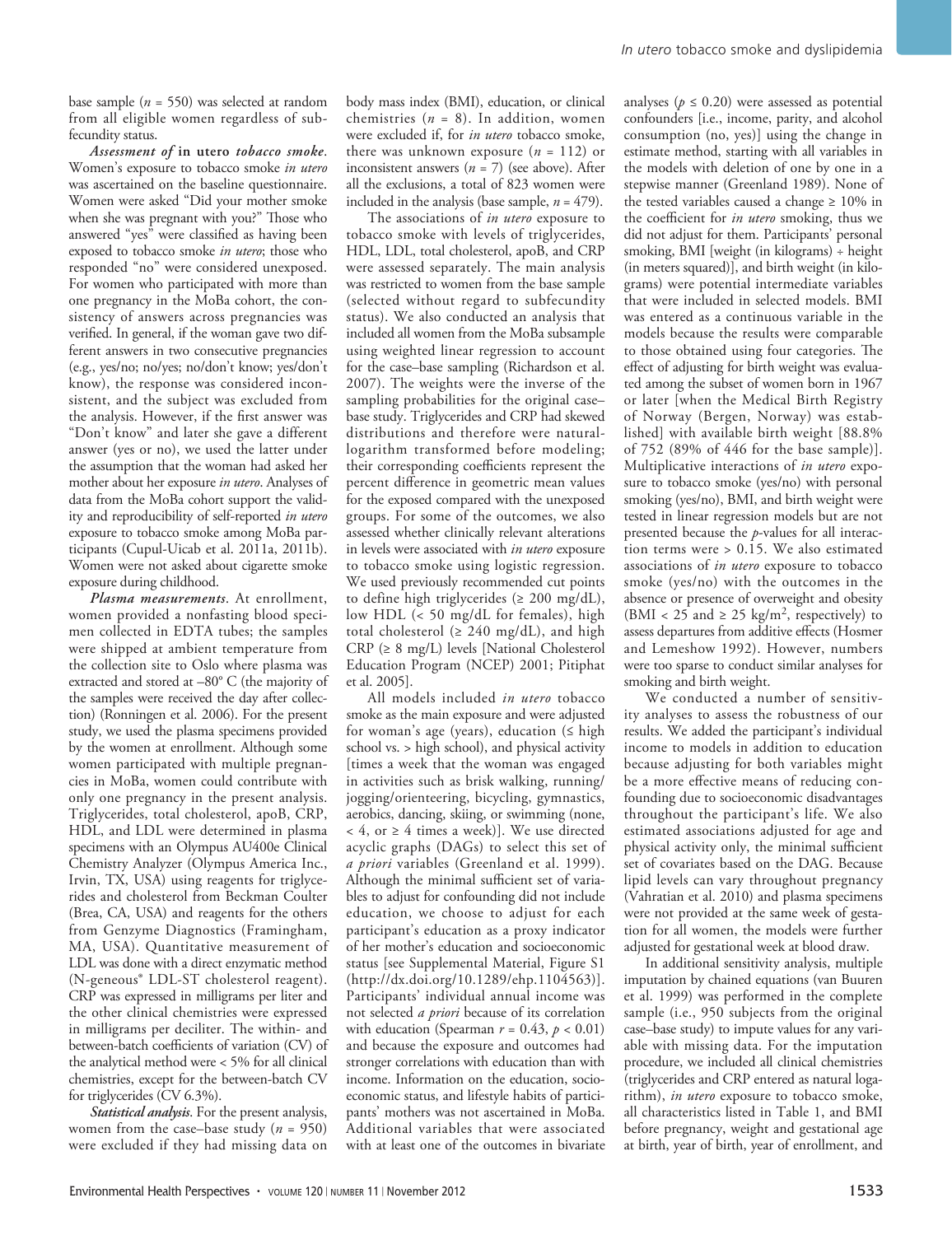base sample ($n$ = 550) was selected at random from all eligible women regardless of subfecundity status.

***Assessment of* in utero *tobacco smoke*.** Women's exposure to tobacco smoke *in utero* was ascertained on the baseline questionnaire. Women were asked "Did your mother smoke when she was pregnant with you?" Those who answered "yes" were classified as having been exposed to tobacco smoke *in utero*; those who responded "no" were considered unexposed. For women who participated with more than one pregnancy in the MoBa cohort, the consistency of answers across pregnancies was verified. In general, if the woman gave two different answers in two consecutive pregnancies (e.g., yes/no; no/yes; no/don't know; yes/don't know), the response was considered inconsistent, and the subject was excluded from the analysis. However, if the first answer was "Don't know" and later she gave a different answer (yes or no), we used the latter under the assumption that the woman had asked her mother about her exposure *in utero*. Analyses of data from the MoBa cohort support the validity and reproducibility of self-reported *in utero* exposure to tobacco smoke among MoBa participants (Cupul-Uicab et al. 2011a, 2011b). Women were not asked about cigarette smoke exposure during childhood.

***Plasma measurements*.** At enrollment, women provided a nonfasting blood specimen collected in EDTA tubes; the samples were shipped at ambient temperature from the collection site to Oslo where plasma was extracted and stored at –80° C (the majority of the samples were received the day after collection) (Ronningen et al. 2006). For the present study, we used the plasma specimens provided by the women at enrollment. Although some women participated with multiple pregnancies in MoBa, women could contribute with only one pregnancy in the present analysis. Triglycerides, total cholesterol, apoB, CRP, HDL, and LDL were determined in plasma specimens with an Olympus AU400e Clinical Chemistry Analyzer (Olympus America Inc., Irvin, TX, USA) using reagents for triglycerides and cholesterol from Beckman Coulter (Brea, CA, USA) and reagents for the others from Genzyme Diagnostics (Framingham, MA, USA). Quantitative measurement of LDL was done with a direct enzymatic method (N-geneous® LDL-ST cholesterol reagent). CRP was expressed in milligrams per liter and the other clinical chemistries were expressed in milligrams per deciliter. The within- and between-batch coefficients of variation (CV) of the analytical method were < 5% for all clinical chemistries, except for the between-batch CV for triglycerides (CV 6.3%).

***Statistical analysis*.** For the present analysis, women from the case–base study ($n$ = 950) were excluded if they had missing data on body mass index (BMI), education, or clinical chemistries ($n$ = 8). In addition, women were excluded if, for *in utero* tobacco smoke, there was unknown exposure ($n$ = 112) or inconsistent answers ($n$ = 7) (see above). After all the exclusions, a total of 823 women were included in the analysis (base sample, $n$ = 479).

The associations of *in utero* exposure to tobacco smoke with levels of triglycerides, HDL, LDL, total cholesterol, apoB, and CRP were assessed separately. The main analysis was restricted to women from the base sample (selected without regard to subfecundity status). We also conducted an analysis that included all women from the MoBa subsample using weighted linear regression to account for the case–base sampling (Richardson et al. 2007). The weights were the inverse of the sampling probabilities for the original case–base study. Triglycerides and CRP had skewed distributions and therefore were natural-logarithm transformed before modeling; their corresponding coefficients represent the percent difference in geometric mean values for the exposed compared with the unexposed groups. For some of the outcomes, we also assessed whether clinically relevant alterations in levels were associated with *in utero* exposure to tobacco smoke using logistic regression. We used previously recommended cut points to define high triglycerides (≥ 200 mg/dL), low HDL (< 50 mg/dL for females), high total cholesterol (≥ 240 mg/dL), and high CRP (≥ 8 mg/L) levels [National Cholesterol Education Program (NCEP) 2001; Pitiphat et al. 2005].

All models included *in utero* tobacco smoke as the main exposure and were adjusted for woman's age (years), education (≤ high school vs. > high school), and physical activity [times a week that the woman was engaged in activities such as brisk walking, running/jogging/orienteering, bicycling, gymnastics, aerobics, dancing, skiing, or swimming (none, < 4, or ≥ 4 times a week)]. We use directed acyclic graphs (DAGs) to select this set of *a priori* variables (Greenland et al. 1999). Although the minimal sufficient set of variables to adjust for confounding did not include education, we choose to adjust for each participant's education as a proxy indicator of her mother's education and socioeconomic status [see Supplemental Material, Figure S1 (http://dx.doi.org/10.1289/ehp.1104563)]. Participants' individual annual income was not selected *a priori* because of its correlation with education (Spearman $r$ = 0.43, $p$ < 0.01) and because the exposure and outcomes had stronger correlations with education than with income. Information on the education, socioeconomic status, and lifestyle habits of participants' mothers was not ascertained in MoBa. Additional variables that were associated with at least one of the outcomes in bivariate analyses ($p$ ≤ 0.20) were assessed as potential confounders [i.e., income, parity, and alcohol consumption (no, yes)] using the change in estimate method, starting with all variables in the models with deletion of one by one in a stepwise manner (Greenland 1989). None of the tested variables caused a change ≥ 10% in the coefficient for *in utero* smoking, thus we did not adjust for them. Participants' personal smoking, BMI [weight (in kilograms) ÷ height (in meters squared)], and birth weight (in kilograms) were potential intermediate variables that were included in selected models. BMI was entered as a continuous variable in the models because the results were comparable to those obtained using four categories. The effect of adjusting for birth weight was evaluated among the subset of women born in 1967 or later [when the Medical Birth Registry of Norway (Bergen, Norway) was established] with available birth weight [88.8% of 752 (89% of 446 for the base sample)]. Multiplicative interactions of *in utero* exposure to tobacco smoke (yes/no) with personal smoking (yes/no), BMI, and birth weight were tested in linear regression models but are not presented because the $p$-values for all interaction terms were > 0.15. We also estimated associations of *in utero* exposure to tobacco smoke (yes/no) with the outcomes in the absence or presence of overweight and obesity (BMI < 25 and ≥ 25 kg/m$^2$, respectively) to assess departures from additive effects (Hosmer and Lemeshow 1992). However, numbers were too sparse to conduct similar analyses for smoking and birth weight.

We conducted a number of sensitivity analyses to assess the robustness of our results. We added the participant's individual income to models in addition to education because adjusting for both variables might be a more effective means of reducing confounding due to socioeconomic disadvantages throughout the participant's life. We also estimated associations adjusted for age and physical activity only, the minimal sufficient set of covariates based on the DAG. Because lipid levels can vary throughout pregnancy (Vahratian et al. 2010) and plasma specimens were not provided at the same week of gestation for all women, the models were further adjusted for gestational week at blood draw.

In additional sensitivity analysis, multiple imputation by chained equations (van Buuren et al. 1999) was performed in the complete sample (i.e., 950 subjects from the original case–base study) to impute values for any variable with missing data. For the imputation procedure, we included all clinical chemistries (triglycerides and CRP entered as natural logarithm), *in utero* exposure to tobacco smoke, all characteristics listed in Table 1, and BMI before pregnancy, weight and gestational age at birth, year of birth, year of enrollment, and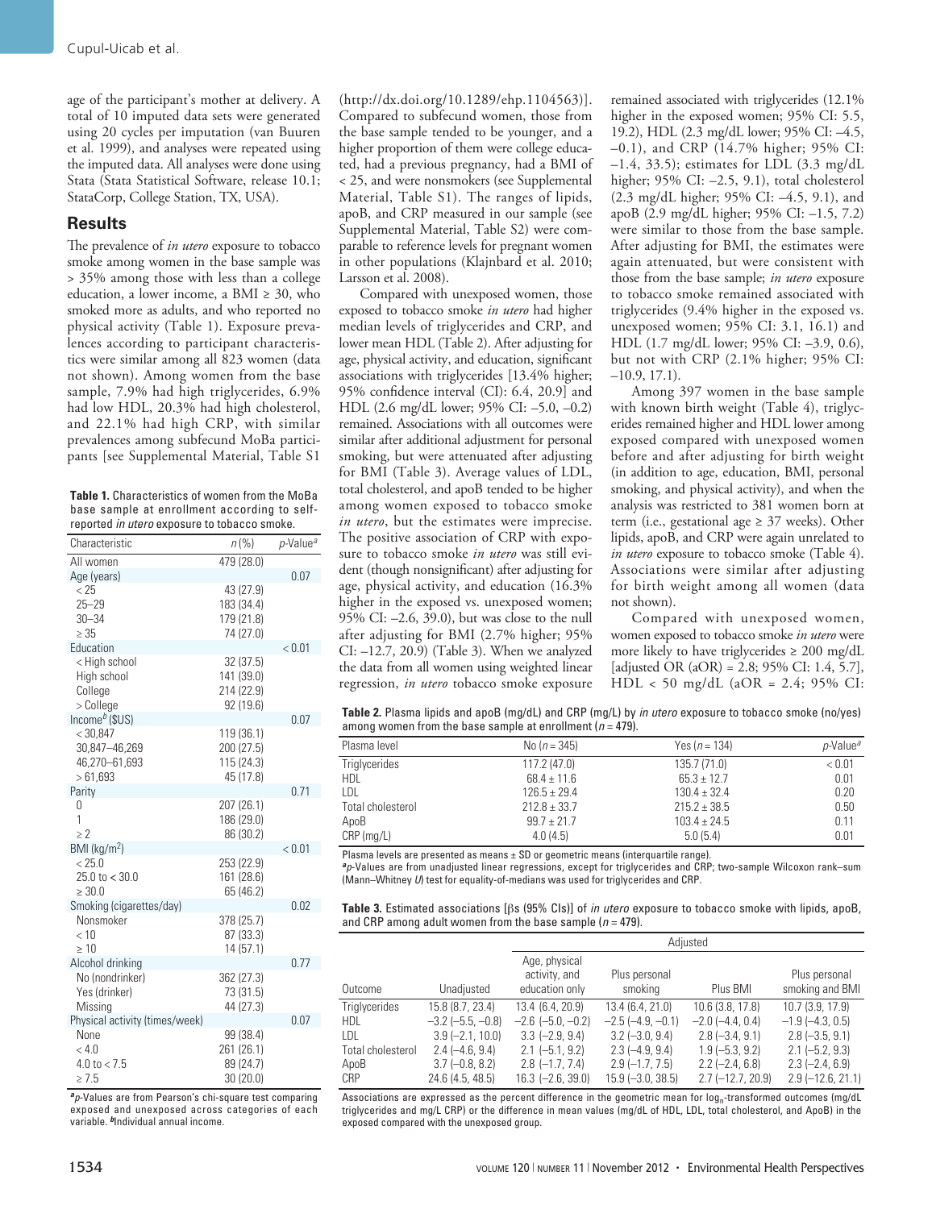age of the participant's mother at delivery. A total of 10 imputed data sets were generated using 20 cycles per imputation (van Buuren et al. 1999), and analyses were repeated using the imputed data. All analyses were done using Stata (Stata Statistical Software, release 10.1; StataCorp, College Station, TX, USA).

## Results

The prevalence of *in utero* exposure to tobacco smoke among women in the base sample was > 35% among those with less than a college education, a lower income, a BMI ≥ 30, who smoked more as adults, and who reported no physical activity (Table 1). Exposure prevalences according to participant characteristics were similar among all 823 women (data not shown). Among women from the base sample, 7.9% had high triglycerides, 6.9% had low HDL, 20.3% had high cholesterol, and 22.1% had high CRP, with similar prevalences among subfecund MoBa participants [see Supplemental Material, Table S1 (http://dx.doi.org/10.1289/ehp.1104563)]. Compared to subfecund women, those from the base sample tended to be younger, and a higher proportion of them were college educated, had a previous pregnancy, had a BMI of < 25, and were nonsmokers (see Supplemental Material, Table S1). The ranges of lipids, apoB, and CRP measured in our sample (see Supplemental Material, Table S2) were comparable to reference levels for pregnant women in other populations (Klajnbard et al. 2010; Larsson et al. 2008).

Compared with unexposed women, those exposed to tobacco smoke *in utero* had higher median levels of triglycerides and CRP, and lower mean HDL (Table 2). After adjusting for age, physical activity, and education, significant associations with triglycerides [13.4% higher; 95% confidence interval (CI): 6.4, 20.9] and HDL (2.6 mg/dL lower; 95% CI: –5.0, –0.2) remained. Associations with all outcomes were similar after additional adjustment for personal smoking, but were attenuated after adjusting for BMI (Table 3). Average values of LDL, total cholesterol, and apoB tended to be higher among women exposed to tobacco smoke *in utero*, but the estimates were imprecise. The positive association of CRP with exposure to tobacco smoke *in utero* was still evident (though nonsignificant) after adjusting for age, physical activity, and education (16.3% higher in the exposed vs. unexposed women; 95% CI: –2.6, 39.0), but was close to the null after adjusting for BMI (2.7% higher; 95% CI: –12.7, 20.9) (Table 3). When we analyzed the data from all women using weighted linear regression, *in utero* tobacco smoke exposure remained associated with triglycerides (12.1% higher in the exposed women; 95% CI: 5.5, 19.2), HDL (2.3 mg/dL lower; 95% CI: –4.5, –0.1), and CRP (14.7% higher; 95% CI: –1.4, 33.5); estimates for LDL (3.3 mg/dL higher; 95% CI: –2.5, 9.1), total cholesterol (2.3 mg/dL higher; 95% CI: –4.5, 9.1), and apoB (2.9 mg/dL higher; 95% CI: –1.5, 7.2) were similar to those from the base sample. After adjusting for BMI, the estimates were again attenuated, but were consistent with those from the base sample; *in utero* exposure to tobacco smoke remained associated with triglycerides (9.4% higher in the exposed vs. unexposed women; 95% CI: 3.1, 16.1) and HDL (1.7 mg/dL lower; 95% CI: –3.9, 0.6), but not with CRP (2.1% higher; 95% CI: –10.9, 17.1).

Among 397 women in the base sample with known birth weight (Table 4), triglycerides remained higher and HDL lower among exposed compared with unexposed women before and after adjusting for birth weight (in addition to age, education, BMI, personal smoking, and physical activity), and when the analysis was restricted to 381 women born at term (i.e., gestational age ≥ 37 weeks). Other lipids, apoB, and CRP were again unrelated to *in utero* exposure to tobacco smoke (Table 4). Associations were similar after adjusting for birth weight among all women (data not shown).

Compared with unexposed women, women exposed to tobacco smoke *in utero* were more likely to have triglycerides ≥ 200 mg/dL [adjusted OR (aOR) = 2.8; 95% CI: 1.4, 5.7], HDL < 50 mg/dL (aOR = 2.4; 95% CI:

**Table 1.** Characteristics of women from the MoBa base sample at enrollment according to self-reported *in utero* exposure to tobacco smoke.

| Characteristic | n (%) | p-Value[a] |
|---|---|---|
| All women | 479 (28.0) | |
| Age (years) | | 0.07 |
| < 25 | 43 (27.9) | |
| 25–29 | 183 (34.4) | |
| 30–34 | 179 (21.8) | |
| ≥ 35 | 74 (27.0) | |
| Education | | < 0.01 |
| < High school | 32 (37.5) | |
| High school | 141 (39.0) | |
| College | 214 (22.9) | |
| > College | 92 (19.6) | |
| Income[b] ($US) | | 0.07 |
| < 30,847 | 119 (36.1) | |
| 30,847–46,269 | 200 (27.5) | |
| 46,270–61,693 | 115 (24.3) | |
| > 61,693 | 45 (17.8) | |
| Parity | | 0.71 |
| 0 | 207 (26.1) | |
| 1 | 186 (29.0) | |
| ≥ 2 | 86 (30.2) | |
| BMI (kg/m$^2$) | | < 0.01 |
| < 25.0 | 253 (22.9) | |
| 25.0 to < 30.0 | 161 (28.6) | |
| ≥ 30.0 | 65 (46.2) | |
| Smoking (cigarettes/day) | | 0.02 |
| Nonsmoker | 378 (25.7) | |
| < 10 | 87 (33.3) | |
| ≥ 10 | 14 (57.1) | |
| Alcohol drinking | | 0.77 |
| No (nondrinker) | 362 (27.3) | |
| Yes (drinker) | 73 (31.5) | |
| Missing | 44 (27.3) | |
| Physical activity (times/week) | | 0.07 |
| None | 99 (38.4) | |
| < 4.0 | 261 (26.1) | |
| 4.0 to < 7.5 | 89 (24.7) | |
| ≥ 7.5 | 30 (20.0) | |

[a]p-Values are from Pearson's chi-square test comparing exposed and unexposed across categories of each variable. [b]Individual annual income.

**Table 2.** Plasma lipids and apoB (mg/dL) and CRP (mg/L) by *in utero* exposure to tobacco smoke (no/yes) among women from the base sample at enrollment (n = 479).

| Plasma level | No (n = 345) | Yes (n = 134) | p-Value[a] |
|---|---|---|---|
| Triglycerides | 117.2 (47.0) | 135.7 (71.0) | < 0.01 |
| HDL | 68.4 ± 11.6 | 65.3 ± 12.7 | 0.01 |
| LDL | 126.5 ± 29.4 | 130.4 ± 32.4 | 0.20 |
| Total cholesterol | 212.8 ± 33.7 | 215.2 ± 38.5 | 0.50 |
| ApoB | 99.7 ± 21.7 | 103.4 ± 24.5 | 0.11 |
| CRP (mg/L) | 4.0 (4.5) | 5.0 (5.4) | 0.01 |

Plasma levels are presented as means ± SD or geometric means (interquartile range).
[a]p-Values are from unadjusted linear regressions, except for triglycerides and CRP; two-sample Wilcoxon rank–sum (Mann–Whitney U) test for equality-of-medians was used for triglycerides and CRP.

**Table 3.** Estimated associations [βs (95% CIs)] of *in utero* exposure to tobacco smoke with lipids, apoB, and CRP among adult women from the base sample (n = 479).

| | | Adjusted | | | |
|---|---|---|---|---|---|
| Outcome | Unadjusted | Age, physical activity, and education only | Plus personal smoking | Plus BMI | Plus personal smoking and BMI |
| Triglycerides | 15.8 (8.7, 23.4) | 13.4 (6.4, 20.9) | 13.4 (6.4, 21.0) | 10.6 (3.8, 17.8) | 10.7 (3.9, 17.9) |
| HDL | –3.2 (–5.5, –0.8) | –2.6 (–5.0, –0.2) | –2.5 (–4.9, –0.1) | –2.0 (–4.4, 0.4) | –1.9 (–4.3, 0.5) |
| LDL | 3.9 (–2.1, 10.0) | 3.3 (–2.9, 9.4) | 3.2 (–3.0, 9.4) | 2.8 (–3.4, 9.1) | 2.8 (–3.5, 9.1) |
| Total cholesterol | 2.4 (–4.6, 9.4) | 2.1 (–5.1, 9.2) | 2.3 (–4.9, 9.4) | 1.9 (–5.3, 9.2) | 2.1 (–5.2, 9.3) |
| ApoB | 3.7 (–0.8, 8.2) | 2.8 (–1.7, 7.4) | 2.9 (–1.7, 7.5) | 2.2 (–2.4, 6.8) | 2.3 (–2.4, 6.9) |
| CRP | 24.6 (4.5, 48.5) | 16.3 (–2.6, 39.0) | 15.9 (–3.0, 38.5) | 2.7 (–12.7, 20.9) | 2.9 (–12.6, 21.1) |

Associations are expressed as the percent difference in the geometric mean for $\log_n$-transformed outcomes (mg/dL triglycerides and mg/L CRP) or the difference in mean values (mg/dL of HDL, LDL, total cholesterol, and ApoB) in the exposed compared with the unexposed group.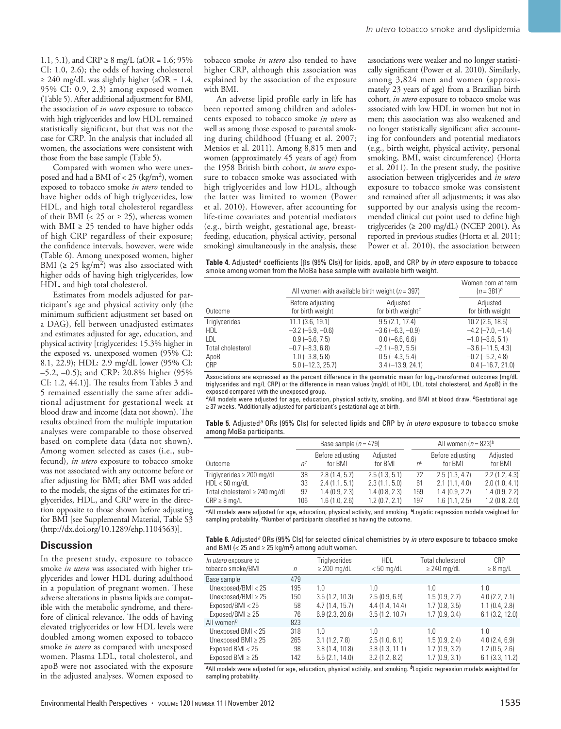1.1, 5.1), and CRP ≥ 8 mg/L (aOR = 1.6; 95% CI: 1.0, 2.6); the odds of having cholesterol ≥ 240 mg/dL was slightly higher (aOR = 1.4, 95% CI: 0.9, 2.3) among exposed women (Table 5). After additional adjustment for BMI, the association of *in utero* exposure to tobacco with high triglycerides and low HDL remained statistically significant, but that was not the case for CRP. In the analysis that included all women, the associations were consistent with those from the base sample (Table 5).

Compared with women who were unexposed and had a BMI of < 25 (kg/m$^2$), women exposed to tobacco smoke *in utero* tended to have higher odds of high triglycerides, low HDL, and high total cholesterol regardless of their BMI (< 25 or ≥ 25), whereas women with BMI ≥ 25 tended to have higher odds of high CRP regardless of their exposure; the confidence intervals, however, were wide (Table 6). Among unexposed women, higher BMI (≥ 25 kg/m$^2$) was also associated with higher odds of having high triglycerides, low HDL, and high total cholesterol.

Estimates from models adjusted for participant's age and physical activity only (the minimum sufficient adjustment set based on a DAG), fell between unadjusted estimates and estimates adjusted for age, education, and physical activity [triglycerides: 15.3% higher in the exposed vs. unexposed women (95% CI: 8.1, 22.9); HDL: 2.9 mg/dL lower (95% CI: –5.2, –0.5); and CRP: 20.8% higher (95% CI: 1.2, 44.1)]. The results from Tables 3 and 5 remained essentially the same after additional adjustment for gestational week at blood draw and income (data not shown). The results obtained from the multiple imputation analyses were comparable to those observed based on complete data (data not shown). Among women selected as cases (i.e., subfecund), *in utero* exposure to tobacco smoke was not associated with any outcome before or after adjusting for BMI; after BMI was added to the models, the signs of the estimates for triglycerides, HDL, and CRP were in the direction opposite to those shown before adjusting for BMI [see Supplemental Material, Table S3 (http://dx.doi.org/10.1289/ehp.1104563)].

## Discussion

In the present study, exposure to tobacco smoke *in utero* was associated with higher triglycerides and lower HDL during adulthood in a population of pregnant women. These adverse alterations in plasma lipids are compatible with the metabolic syndrome, and therefore of clinical relevance. The odds of having elevated triglycerides or low HDL levels were doubled among women exposed to tobacco smoke *in utero* as compared with unexposed women. Plasma LDL, total cholesterol, and apoB were not associated with the exposure in the adjusted analyses. Women exposed to tobacco smoke *in utero* also tended to have higher CRP, although this association was explained by the association of the exposure with BMI.

An adverse lipid profile early in life has been reported among children and adolescents exposed to tobacco smoke *in utero* as well as among those exposed to parental smoking during childhood (Huang et al. 2007; Metsios et al. 2011). Among 8,815 men and women (approximately 45 years of age) from the 1958 British birth cohort, *in utero* exposure to tobacco smoke was associated with high triglycerides and low HDL, although the latter was limited to women (Power et al. 2010). However, after accounting for life-time covariates and potential mediators (e.g., birth weight, gestational age, breastfeeding, education, physical activity, personal smoking) simultaneously in the analysis, these associations were weaker and no longer statistically significant (Power et al. 2010). Similarly, among 3,824 men and women (approximately 23 years of age) from a Brazilian birth cohort, *in utero* exposure to tobacco smoke was associated with low HDL in women but not in men; this association was also weakened and no longer statistically significant after accounting for confounders and potential mediators (e.g., birth weight, physical activity, personal smoking, BMI, waist circumference) (Horta et al. 2011). In the present study, the positive association between triglycerides and *in utero* exposure to tobacco smoke was consistent and remained after all adjustments; it was also supported by our analysis using the recommended clinical cut point used to define high triglycerides (≥ 200 mg/dL) (NCEP 2001). As reported in previous studies (Horta et al. 2011; Power et al. 2010), the association between

**Table 4.** Adjusted[a] coefficients [βs (95% CIs)] for lipids, apoB, and CRP by *in utero* exposure to tobacco smoke among women from the MoBa base sample with available birth weight.

| Outcome | All women with available birth weight (n = 397) | | Women born at term (n = 381)[b] |
|---|---|---|---|
| | Before adjusting for birth weight | Adjusted for birth weight[c] | Adjusted for birth weight |
| Triglycerides | 11.1 (3.6, 19.1) | 9.5 (2.1, 17.4) | 10.2 (2.6, 18.5) |
| HDL | –3.2 (–5.9, –0.6) | –3.6 (–6.3, –0.9) | –4.2 (–7.0, –1.4) |
| LDL | 0.9 (–5.6, 7.5) | 0.0 (–6.6, 6.6) | –1.8 (–8.6, 5.1) |
| Total cholesterol | –0.7 (–8.3, 6.8) | –2.1 (–9.7, 5.5) | –3.6 (–11.5, 4.3) |
| ApoB | 1.0 (–3.8, 5.8) | 0.5 (–4.3, 5.4) | –0.2 (–5.2, 4.8) |
| CRP | 5.0 (–12.3, 25.7) | 3.4 (–13.9, 24.1) | 0.4 (–16.7, 21.0) |

Associations are expressed as the percent difference in the geometric mean for log$_n$-transformed outcomes (mg/dL triglycerides and mg/L CRP) or the difference in mean values (mg/dL of HDL, LDL, total cholesterol, and ApoB) in the exposed compared with the unexposed group.
[a]All models were adjusted for age, education, physical activity, smoking, and BMI at blood draw. [b]Gestational age ≥ 37 weeks. [c]Additionally adjusted for participant's gestational age at birth.

**Table 5.** Adjusted[a] ORs (95% CIs) for selected lipids and CRP by *in utero* exposure to tobacco smoke among MoBa participants.

| Outcome | Base sample (n = 479) | | | All women (n = 823)[b] | | |
|---|---|---|---|---|---|---|
| | n[c] | Before adjusting for BMI | Adjusted for BMI | n[c] | Before adjusting for BMI | Adjusted for BMI |
| Triglycerides ≥ 200 mg/dL | 38 | 2.8 (1.4, 5.7) | 2.5 (1.3, 5.1) | 72 | 2.5 (1.3, 4.7) | 2.2 (1.2, 4.3) |
| HDL < 50 mg/dL | 33 | 2.4 (1.1, 5.1) | 2.3 (1.1, 5.0) | 61 | 2.1 (1.1, 4.0) | 2.0 (1.0, 4.1) |
| Total cholesterol ≥ 240 mg/dL | 97 | 1.4 (0.9, 2.3) | 1.4 (0.8, 2.3) | 159 | 1.4 (0.9, 2.2) | 1.4 (0.9, 2.2) |
| CRP ≥ 8 mg/L | 106 | 1.6 (1.0, 2.6) | 1.2 (0.7, 2.1) | 197 | 1.6 (1.1, 2.5) | 1.2 (0.8, 2.0) |

[a]All models were adjusted for age, education, physical activity, and smoking. [b]Logistic regression models weighted for sampling probability. [c]Number of participants classified as having the outcome.

**Table 6.** Adjusted[a] ORs (95% CIs) for selected clinical chemistries by *in utero* exposure to tobacco smoke and BMI (< 25 and ≥ 25 kg/m$^2$) among adult women.

| *In utero* exposure to tobacco smoke/BMI | n | Triglycerides ≥ 200 mg/dL | HDL < 50 mg/dL | Total cholesterol ≥ 240 mg/dL | CRP ≥ 8 mg/L |
|---|---|---|---|---|---|
| Base sample | 479 | | | | |
| Unexposed/BMI < 25 | 195 | 1.0 | 1.0 | 1.0 | 1.0 |
| Unexposed/BMI ≥ 25 | 150 | 3.5 (1.2, 10.3) | 2.5 (0.9, 6.9) | 1.5 (0.9, 2.7) | 4.0 (2.2, 7.1) |
| Exposed/BMI < 25 | 58 | 4.7 (1.4, 15.7) | 4.4 (1.4, 14.4) | 1.7 (0.8, 3.5) | 1.1 (0.4, 2.8) |
| Exposed/BMI ≥ 25 | 76 | 6.9 (2.3, 20.6) | 3.5 (1.2, 10.7) | 1.7 (0.9, 3.4) | 6.1 (3.2, 12.0) |
| All women[b] | 823 | | | | |
| Unexposed BMI < 25 | 318 | 1.0 | 1.0 | 1.0 | 1.0 |
| Unexposed BMI ≥ 25 | 265 | 3.1 (1.2, 7.8) | 2.5 (1.0, 6.1) | 1.5 (0.9, 2.4) | 4.0 (2.4, 6.9) |
| Exposed BMI < 25 | 98 | 3.8 (1.4, 10.8) | 3.8 (1.3, 11.1) | 1.7 (0.9, 3.2) | 1.2 (0.5, 2.6) |
| Exposed BMI ≥ 25 | 142 | 5.5 (2.1, 14.0) | 3.2 (1.2, 8.2) | 1.7 (0.9, 3.1) | 6.1 (3.3, 11.2) |

[a]All models were adjusted for age, education, physical activity, and smoking. [b]Logistic regression models weighted for sampling probability.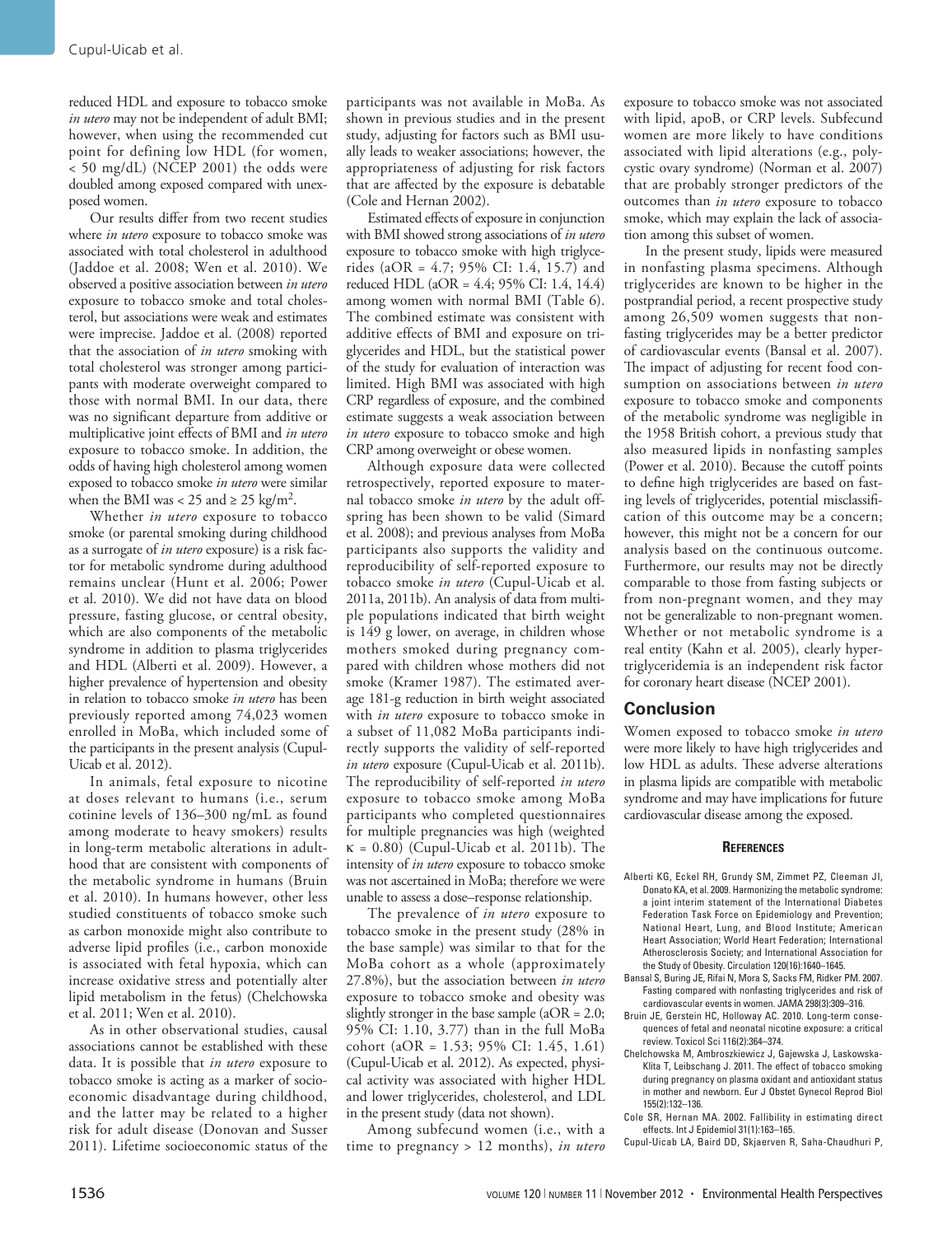reduced HDL and exposure to tobacco smoke *in utero* may not be independent of adult BMI; however, when using the recommended cut point for defining low HDL (for women, < 50 mg/dL) (NCEP 2001) the odds were doubled among exposed compared with unexposed women.

Our results differ from two recent studies where *in utero* exposure to tobacco smoke was associated with total cholesterol in adulthood (Jaddoe et al. 2008; Wen et al. 2010). We observed a positive association between *in utero* exposure to tobacco smoke and total cholesterol, but associations were weak and estimates were imprecise. Jaddoe et al. (2008) reported that the association of *in utero* smoking with total cholesterol was stronger among participants with moderate overweight compared to those with normal BMI. In our data, there was no significant departure from additive or multiplicative joint effects of BMI and *in utero* exposure to tobacco smoke. In addition, the odds of having high cholesterol among women exposed to tobacco smoke *in utero* were similar when the BMI was < 25 and ≥ 25 kg/m$^2$.

Whether *in utero* exposure to tobacco smoke (or parental smoking during childhood as a surrogate of *in utero* exposure) is a risk factor for metabolic syndrome during adulthood remains unclear (Hunt et al. 2006; Power et al. 2010). We did not have data on blood pressure, fasting glucose, or central obesity, which are also components of the metabolic syndrome in addition to plasma triglycerides and HDL (Alberti et al. 2009). However, a higher prevalence of hypertension and obesity in relation to tobacco smoke *in utero* has been previously reported among 74,023 women enrolled in MoBa, which included some of the participants in the present analysis (Cupul-Uicab et al. 2012).

In animals, fetal exposure to nicotine at doses relevant to humans (i.e., serum cotinine levels of 136–300 ng/mL as found among moderate to heavy smokers) results in long-term metabolic alterations in adulthood that are consistent with components of the metabolic syndrome in humans (Bruin et al. 2010). In humans however, other less studied constituents of tobacco smoke such as carbon monoxide might also contribute to adverse lipid profiles (i.e., carbon monoxide is associated with fetal hypoxia, which can increase oxidative stress and potentially alter lipid metabolism in the fetus) (Chelchowska et al. 2011; Wen et al. 2010).

As in other observational studies, causal associations cannot be established with these data. It is possible that *in utero* exposure to tobacco smoke is acting as a marker of socioeconomic disadvantage during childhood, and the latter may be related to a higher risk for adult disease (Donovan and Susser 2011). Lifetime socioeconomic status of the participants was not available in MoBa. As shown in previous studies and in the present study, adjusting for factors such as BMI usually leads to weaker associations; however, the appropriateness of adjusting for risk factors that are affected by the exposure is debatable (Cole and Hernan 2002).

Estimated effects of exposure in conjunction with BMI showed strong associations of *in utero* exposure to tobacco smoke with high triglycerides (aOR = 4.7; 95% CI: 1.4, 15.7) and reduced HDL (aOR = 4.4; 95% CI: 1.4, 14.4) among women with normal BMI (Table 6). The combined estimate was consistent with additive effects of BMI and exposure on triglycerides and HDL, but the statistical power of the study for evaluation of interaction was limited. High BMI was associated with high CRP regardless of exposure, and the combined estimate suggests a weak association between *in utero* exposure to tobacco smoke and high CRP among overweight or obese women.

Although exposure data were collected retrospectively, reported exposure to maternal tobacco smoke *in utero* by the adult offspring has been shown to be valid (Simard et al. 2008); and previous analyses from MoBa participants also supports the validity and reproducibility of self-reported exposure to tobacco smoke *in utero* (Cupul-Uicab et al. 2011a, 2011b). An analysis of data from multiple populations indicated that birth weight is 149 g lower, on average, in children whose mothers smoked during pregnancy compared with children whose mothers did not smoke (Kramer 1987). The estimated average 181-g reduction in birth weight associated with *in utero* exposure to tobacco smoke in a subset of 11,082 MoBa participants indirectly supports the validity of self-reported *in utero* exposure (Cupul-Uicab et al. 2011b). The reproducibility of self-reported *in utero* exposure to tobacco smoke among MoBa participants who completed questionnaires for multiple pregnancies was high (weighted $\kappa = 0.80$) (Cupul-Uicab et al. 2011b). The intensity of *in utero* exposure to tobacco smoke was not ascertained in MoBa; therefore we were unable to assess a dose–response relationship.

The prevalence of *in utero* exposure to tobacco smoke in the present study (28% in the base sample) was similar to that for the MoBa cohort as a whole (approximately 27.8%), but the association between *in utero* exposure to tobacco smoke and obesity was slightly stronger in the base sample (aOR = 2.0; 95% CI: 1.10, 3.77) than in the full MoBa cohort (aOR = 1.53; 95% CI: 1.45, 1.61) (Cupul-Uicab et al. 2012). As expected, physical activity was associated with higher HDL and lower triglycerides, cholesterol, and LDL in the present study (data not shown).

Among subfecund women (i.e., with a time to pregnancy > 12 months), *in utero* exposure to tobacco smoke was not associated with lipid, apoB, or CRP levels. Subfecund women are more likely to have conditions associated with lipid alterations (e.g., polycystic ovary syndrome) (Norman et al. 2007) that are probably stronger predictors of the outcomes than *in utero* exposure to tobacco smoke, which may explain the lack of association among this subset of women.

In the present study, lipids were measured in nonfasting plasma specimens. Although triglycerides are known to be higher in the postprandial period, a recent prospective study among 26,509 women suggests that nonfasting triglycerides may be a better predictor of cardiovascular events (Bansal et al. 2007). The impact of adjusting for recent food consumption on associations between *in utero* exposure to tobacco smoke and components of the metabolic syndrome was negligible in the 1958 British cohort, a previous study that also measured lipids in nonfasting samples (Power et al. 2010). Because the cutoff points to define high triglycerides are based on fasting levels of triglycerides, potential misclassification of this outcome may be a concern; however, this might not be a concern for our analysis based on the continuous outcome. Furthermore, our results may not be directly comparable to those from fasting subjects or from non-pregnant women, and they may not be generalizable to non-pregnant women. Whether or not metabolic syndrome is a real entity (Kahn et al. 2005), clearly hypertriglyceridemia is an independent risk factor for coronary heart disease (NCEP 2001).

## Conclusion

Women exposed to tobacco smoke *in utero* were more likely to have high triglycerides and low HDL as adults. These adverse alterations in plasma lipids are compatible with metabolic syndrome and may have implications for future cardiovascular disease among the exposed.

### References

- Alberti KG, Eckel RH, Grundy SM, Zimmet PZ, Cleeman JI, Donato KA, et al. 2009. Harmonizing the metabolic syndrome: a joint interim statement of the International Diabetes Federation Task Force on Epidemiology and Prevention; National Heart, Lung, and Blood Institute; American Heart Association; World Heart Federation; International Atherosclerosis Society; and International Association for the Study of Obesity. Circulation 120(16):1640–1645.
- Bansal S, Buring JE, Rifai N, Mora S, Sacks FM, Ridker PM. 2007. Fasting compared with nonfasting triglycerides and risk of cardiovascular events in women. JAMA 298(3):309–316.
- Bruin JE, Gerstein HC, Holloway AC. 2010. Long-term consequences of fetal and neonatal nicotine exposure: a critical review. Toxicol Sci 116(2):364–374.
- Chelchowska M, Ambroszkiewicz J, Gajewska J, Laskowska-Klita T, Leibschang J. 2011. The effect of tobacco smoking during pregnancy on plasma oxidant and antioxidant status in mother and newborn. Eur J Obstet Gynecol Reprod Biol 155(2):132–136.
- Cole SR, Hernan MA. 2002. Fallibility in estimating direct effects. Int J Epidemiol 31(1):163–165.
- Cupul-Uicab LA, Baird DD, Skjaerven R, Saha-Chaudhuri P,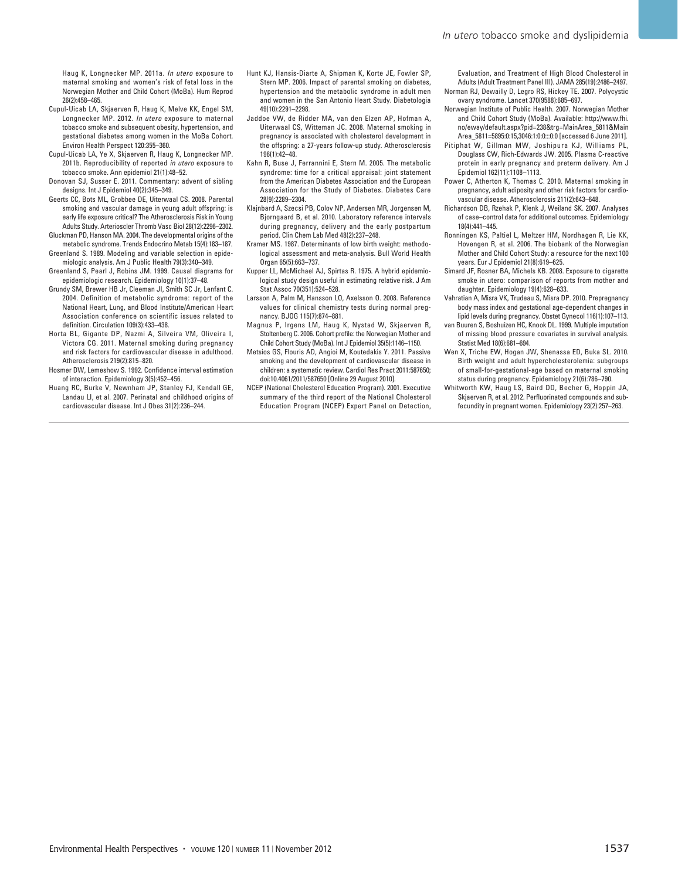Haug K, Longnecker MP. 2011a. *In utero* exposure to maternal smoking and women's risk of fetal loss in the Norwegian Mother and Child Cohort (MoBa). Hum Reprod 26(2):458–465.

Cupul-Uicab LA, Skjaerven R, Haug K, Melve KK, Engel SM, Longnecker MP. 2012. *In utero* exposure to maternal tobacco smoke and subsequent obesity, hypertension, and gestational diabetes among women in the MoBa Cohort. Environ Health Perspect 120:355–360.

Cupul-Uicab LA, Ye X, Skjaerven R, Haug K, Longnecker MP. 2011b. Reproducibility of reported *in utero* exposure to tobacco smoke. Ann epidemiol 21(1):48–52.

Donovan SJ, Susser E. 2011. Commentary: advent of sibling designs. Int J Epidemiol 40(2):345–349.

Geerts CC, Bots ML, Grobbee DE, Uiterwaal CS. 2008. Parental smoking and vascular damage in young adult offspring: is early life exposure critical? The Atherosclerosis Risk in Young Adults Study. Arterioscler Thromb Vasc Biol 28(12):2296–2302.

Gluckman PD, Hanson MA. 2004. The developmental origins of the metabolic syndrome. Trends Endocrino Metab 15(4):183–187.

Greenland S. 1989. Modeling and variable selection in epidemiologic analysis. Am J Public Health 79(3):340–349.

Greenland S, Pearl J, Robins JM. 1999. Causal diagrams for epidemiologic research. Epidemiology 10(1):37–48.

Grundy SM, Brewer HB Jr, Cleeman JI, Smith SC Jr, Lenfant C. 2004. Definition of metabolic syndrome: report of the National Heart, Lung, and Blood Institute/American Heart Association conference on scientific issues related to definition. Circulation 109(3):433–438.

Horta BL, Gigante DP, Nazmi A, Silveira VM, Oliveira I, Victora CG. 2011. Maternal smoking during pregnancy and risk factors for cardiovascular disease in adulthood. Atherosclerosis 219(2):815–820.

Hosmer DW, Lemeshow S. 1992. Confidence interval estimation of interaction. Epidemiology 3(5):452–456.

Huang RC, Burke V, Newnham JP, Stanley FJ, Kendall GE, Landau LI, et al. 2007. Perinatal and childhood origins of cardiovascular disease. Int J Obes 31(2):236–244.

Hunt KJ, Hansis-Diarte A, Shipman K, Korte JE, Fowler SP, Stern MP. 2006. Impact of parental smoking on diabetes, hypertension and the metabolic syndrome in adult men and women in the San Antonio Heart Study. Diabetologia 49(10):2291–2298.

Jaddoe VW, de Ridder MA, van den Elzen AP, Hofman A, Uiterwaal CS, Witteman JC. 2008. Maternal smoking in pregnancy is associated with cholesterol development in the offspring: a 27-years follow-up study. Atherosclerosis 196(1):42–48.

Kahn R, Buse J, Ferrannini E, Stern M. 2005. The metabolic syndrome: time for a critical appraisal: joint statement from the American Diabetes Association and the European Association for the Study of Diabetes. Diabetes Care 28(9):2289–2304.

Klajnbard A, Szecsi PB, Colov NP, Andersen MR, Jorgensen M, Bjorngaard B, et al. 2010. Laboratory reference intervals during pregnancy, delivery and the early postpartum period. Clin Chem Lab Med 48(2):237–248.

Kramer MS. 1987. Determinants of low birth weight: methodological assessment and meta-analysis. Bull World Health Organ 65(5):663–737.

Kupper LL, McMichael AJ, Spirtas R. 1975. A hybrid epidemiological study design useful in estimating relative risk. J Am Stat Assoc 70(351):524–528.

Larsson A, Palm M, Hansson LO, Axelsson O. 2008. Reference values for clinical chemistry tests during normal pregnancy. BJOG 115(7):874–881.

Magnus P, Irgens LM, Haug K, Nystad W, Skjaerven R, Stoltenberg C. 2006. Cohort profile: the Norwegian Mother and Child Cohort Study (MoBa). Int J Epidemiol 35(5):1146–1150.

Metsios GS, Flouris AD, Angioi M, Koutedakis Y. 2011. Passive smoking and the development of cardiovascular disease in children: a systematic review. Cardiol Res Pract 2011:587650; doi:10.4061/2011/587650 [Online 29 August 2010].

NCEP (National Cholesterol Education Program). 2001. Executive summary of the third report of the National Cholesterol Education Program (NCEP) Expert Panel on Detection, Evaluation, and Treatment of High Blood Cholesterol in Adults (Adult Treatment Panel III). JAMA 285(19):2486–2497.

Norman RJ, Dewailly D, Legro RS, Hickey TE. 2007. Polycystic ovary syndrome. Lancet 370(9588):685–697.

Norwegian Institute of Public Health. 2007. Norwegian Mother and Child Cohort Study (MoBa). Available: http://www.fhi.no/eway/default.aspx?pid=238&trg=MainArea_5811&MainArea_5811=5895:0:15,3046:1:0:0:::0:0 [accessed 6 June 2011].

Pitiphat W, Gillman MW, Joshipura KJ, Williams PL, Douglass CW, Rich-Edwards JW. 2005. Plasma C-reactive protein in early pregnancy and preterm delivery. Am J Epidemiol 162(11):1108–1113.

Power C, Atherton K, Thomas C. 2010. Maternal smoking in pregnancy, adult adiposity and other risk factors for cardiovascular disease. Atherosclerosis 211(2):643–648.

Richardson DB, Rzehak P, Klenk J, Weiland SK. 2007. Analyses of case–control data for additional outcomes. Epidemiology 18(4):441–445.

Ronningen KS, Paltiel L, Meltzer HM, Nordhagen R, Lie KK, Hovengen R, et al. 2006. The biobank of the Norwegian Mother and Child Cohort Study: a resource for the next 100 years. Eur J Epidemiol 21(8):619–625.

Simard JF, Rosner BA, Michels KB. 2008. Exposure to cigarette smoke in utero: comparison of reports from mother and daughter. Epidemiology 19(4):628–633.

Vahratian A, Misra VK, Trudeau S, Misra DP. 2010. Prepregnancy body mass index and gestational age-dependent changes in lipid levels during pregnancy. Obstet Gynecol 116(1):107–113.

van Buuren S, Boshuizen HC, Knook DL. 1999. Multiple imputation of missing blood pressure covariates in survival analysis. Statist Med 18(6):681–694.

Wen X, Triche EW, Hogan JW, Shenassa ED, Buka SL. 2010. Birth weight and adult hypercholesterolemia: subgroups of small-for-gestational-age based on maternal smoking status during pregnancy. Epidemiology 21(6):786–790.

Whitworth KW, Haug LS, Baird DD, Becher G, Hoppin JA, Skjaerven R, et al. 2012. Perfluorinated compounds and subfecundity in pregnant women. Epidemiology 23(2):257–263.